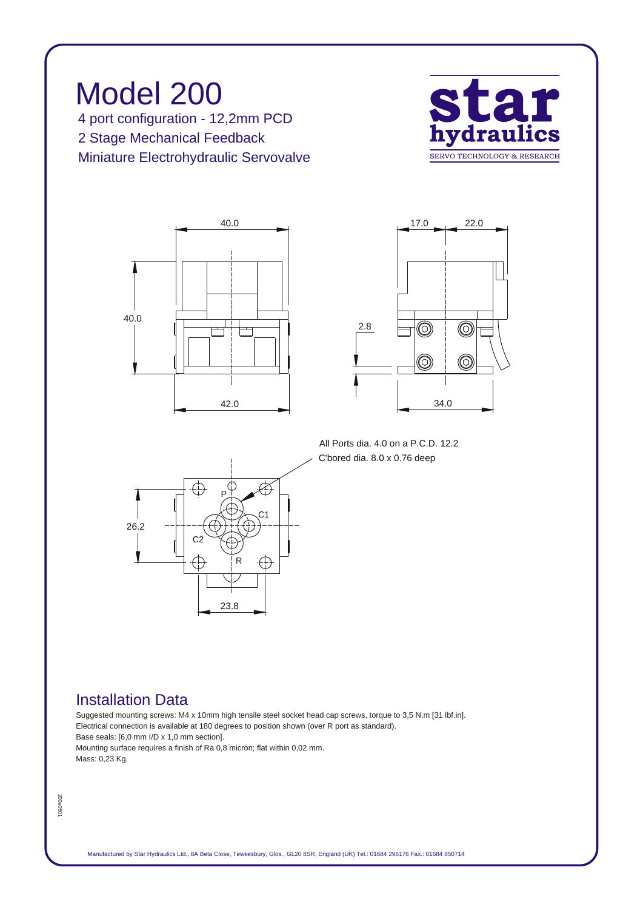# Model 200

4 port configuration - 12,2mm PCD

2 Stage Mechanical Feedback

Miniature Electrohydraulic Servovalve

star hydraulics
SERVO TECHNOLOGY & RESEARCH

40.0

40.0

42.0

17.0

22.0

2.8

34.0

All Ports dia. 4.0 on a P.C.D. 12.2
C'bored dia. 8.0 x 0.76 deep

P

C1

C2

R

26.2

23.8

## Installation Data

Suggested mounting screws: M4 x 10mm high tensile steel socket head cap screws, torque to 3,5 N.m [31 lbf.in].
Electrical connection is available at 180 degrees to position shown (over R port as standard).
Base seals: [6,0 mm I/D x 1,0 mm section].
Mounting surface requires a finish of Ra 0,8 micron; flat within 0,02 mm.
Mass: 0,23 Kg.

200e0501

Manufactured by Star Hydraulics Ltd., 8A Beta Close, Tewkesbury, Glos., GL20 8SR, England (UK) Tel.: 01684 296176 Fax.: 01684 850714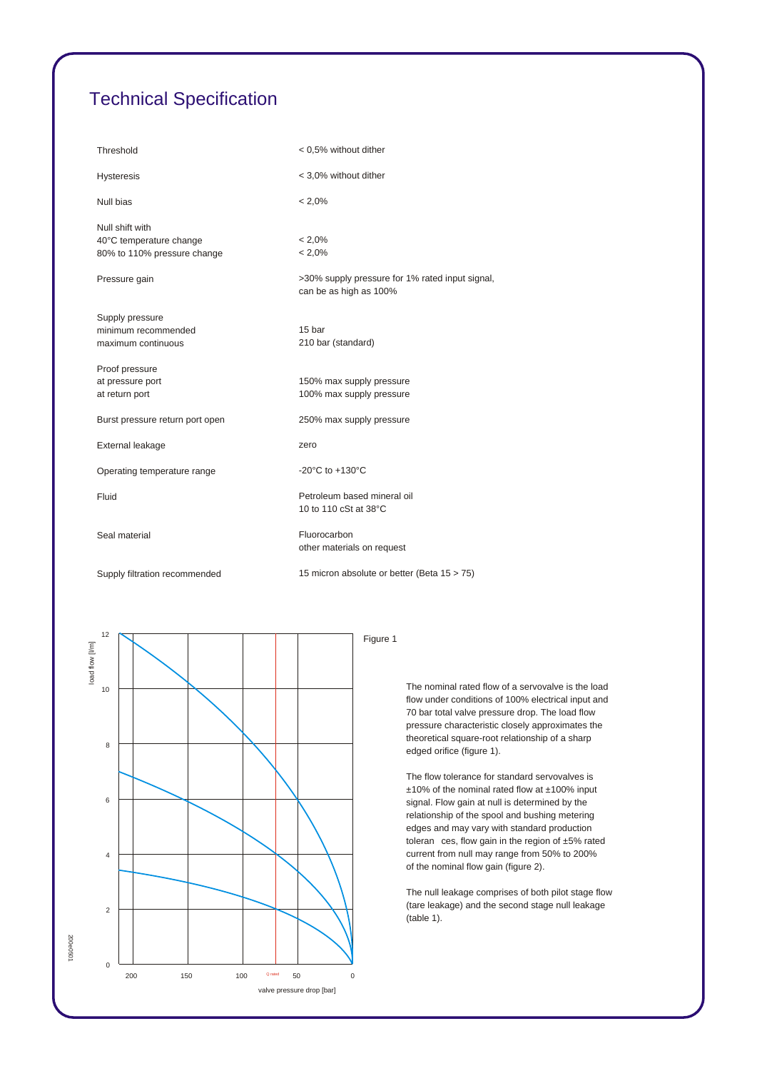# Technical Specification

| | |
|---|---|
| Threshold | < 0,5% without dither |
| Hysteresis | < 3,0% without dither |
| Null bias | < 2,0% |
| Null shift with<br>40°C temperature change<br>80% to 110% pressure change | <br>< 2,0%<br>< 2,0% |
| Pressure gain | >30% supply pressure for 1% rated input signal, can be as high as 100% |
| Supply pressure<br>minimum recommended<br>maximum continuous | <br>15 bar<br>210 bar (standard) |
| Proof pressure<br>at pressure port<br>at return port | <br>150% max supply pressure<br>100% max supply pressure |
| Burst pressure return port open | 250% max supply pressure |
| External leakage | zero |
| Operating temperature range | -20°C to +130°C |
| Fluid | Petroleum based mineral oil<br>10 to 110 cSt at 38°C |
| Seal material | Fluorocarbon<br>other materials on request |
| Supply filtration recommended | 15 micron absolute or better (Beta 15 > 75) |

Figure 1

The nominal rated flow of a servovalve is the load flow under conditions of 100% electrical input and 70 bar total valve pressure drop. The load flow pressure characteristic closely approximates the theoretical square-root relationship of a sharp edged orifice (figure 1).

The flow tolerance for standard servovalves is ±10% of the nominal rated flow at ±100% input signal. Flow gain at null is determined by the relationship of the spool and bushing metering edges and may vary with standard production tolerances, flow gain in the region of ±5% rated current from null may range from 50% to 200% of the nominal flow gain (figure 2).

The null leakage comprises of both pilot stage flow (tare leakage) and the second stage null leakage (table 1).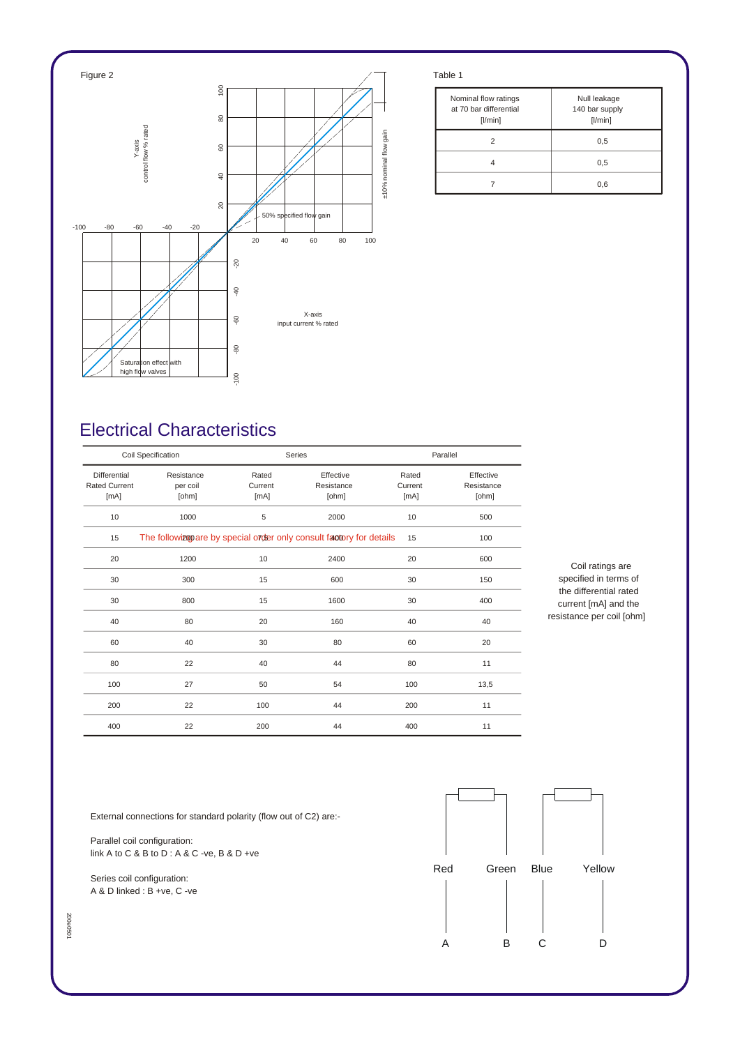Figure 2

Y-axis
control flow % rated

±10% nominal flow gain

50% specified flow gain

X-axis
input current % rated

Saturation effect with high flow valves

Table 1

| Nominal flow ratings at 70 bar differential [l/min] | Null leakage 140 bar supply [l/min] |
|---|---|
| 2 | 0,5 |
| 4 | 0,5 |
| 7 | 0,6 |

## Electrical Characteristics

| Coil Specification | | Series | | Parallel | |
|---|---|---|---|---|---|
| Differential Rated Current [mA] | Resistance per coil [ohm] | Rated Current [mA] | Effective Resistance [ohm] | Rated Current [mA] | Effective Resistance [ohm] |
| 10 | 1000 | 5 | 2000 | 10 | 500 |
| 15 | 200 | 7,5 | 400 | 15 | 100 |
| 20 | 1200 | 10 | 2400 | 20 | 600 |
| 30 | 300 | 15 | 600 | 30 | 150 |
| 30 | 800 | 15 | 1600 | 30 | 400 |
| 40 | 80 | 20 | 160 | 40 | 40 |
| 60 | 40 | 30 | 80 | 60 | 20 |
| 80 | 22 | 40 | 44 | 80 | 11 |
| 100 | 27 | 50 | 54 | 100 | 13,5 |
| 200 | 22 | 100 | 44 | 200 | 11 |
| 400 | 22 | 200 | 44 | 400 | 11 |

The following are by special order only consult factory for details

Coil ratings are specified in terms of the differential rated current [mA] and the resistance per coil [ohm]

External connections for standard polarity (flow out of C2) are:-

Parallel coil configuration:
link A to C & B to D : A & C -ve, B & D +ve

Series coil configuration:
A & D linked : B +ve, C -ve

Red Green Blue Yellow

A B C D

200e0501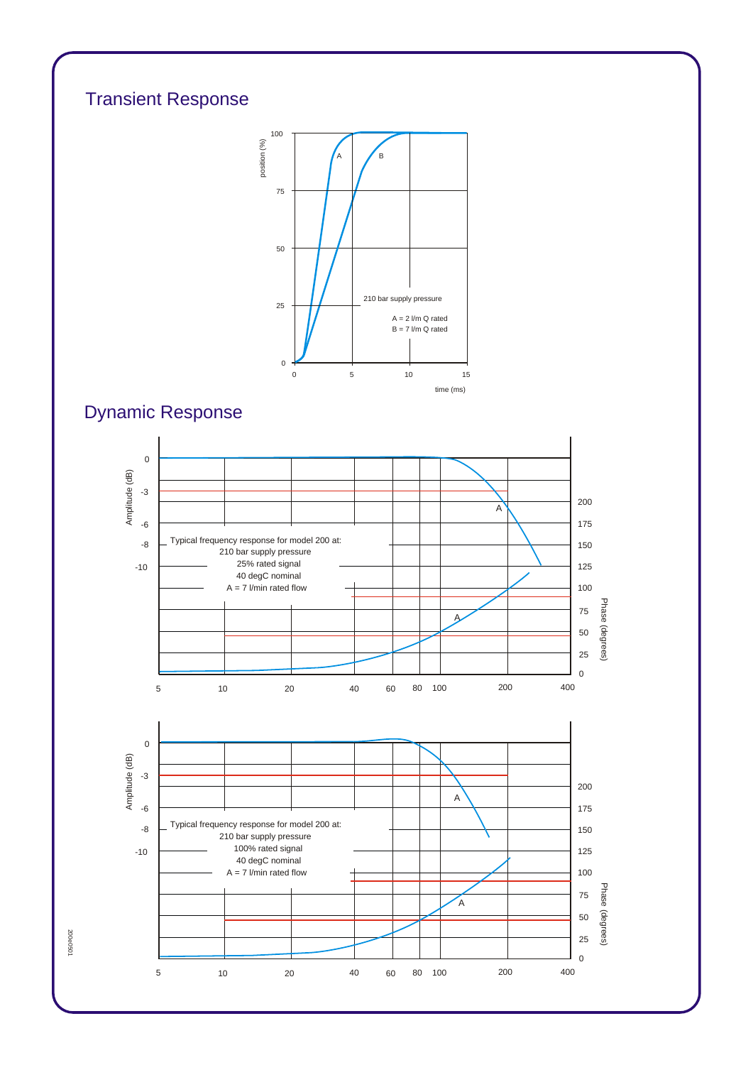## Transient Response

position (%)

100

75

50

25

0

0

5

10

15

time (ms)

A

B

210 bar supply pressure

A = 2 l/m Q rated
B = 7 l/m Q rated

## Dynamic Response

Amplitude (dB)

0

-3

-6

-8

-10

Typical frequency response for model 200 at:
210 bar supply pressure
25% rated signal
40 degC nominal
A = 7 l/min rated flow

A

A

200

175

150

125

100

75

50

25

0

Phase (degrees)

5

10

20

40

60

80

100

200

400

Amplitude (dB)

0

-3

-6

-8

-10

Typical frequency response for model 200 at:
210 bar supply pressure
100% rated signal
40 degC nominal
A = 7 l/min rated flow

A

A

200

175

150

125

100

75

50

25

0

Phase (degrees)

5

10

20

40

60

80

100

200

400

200e0501